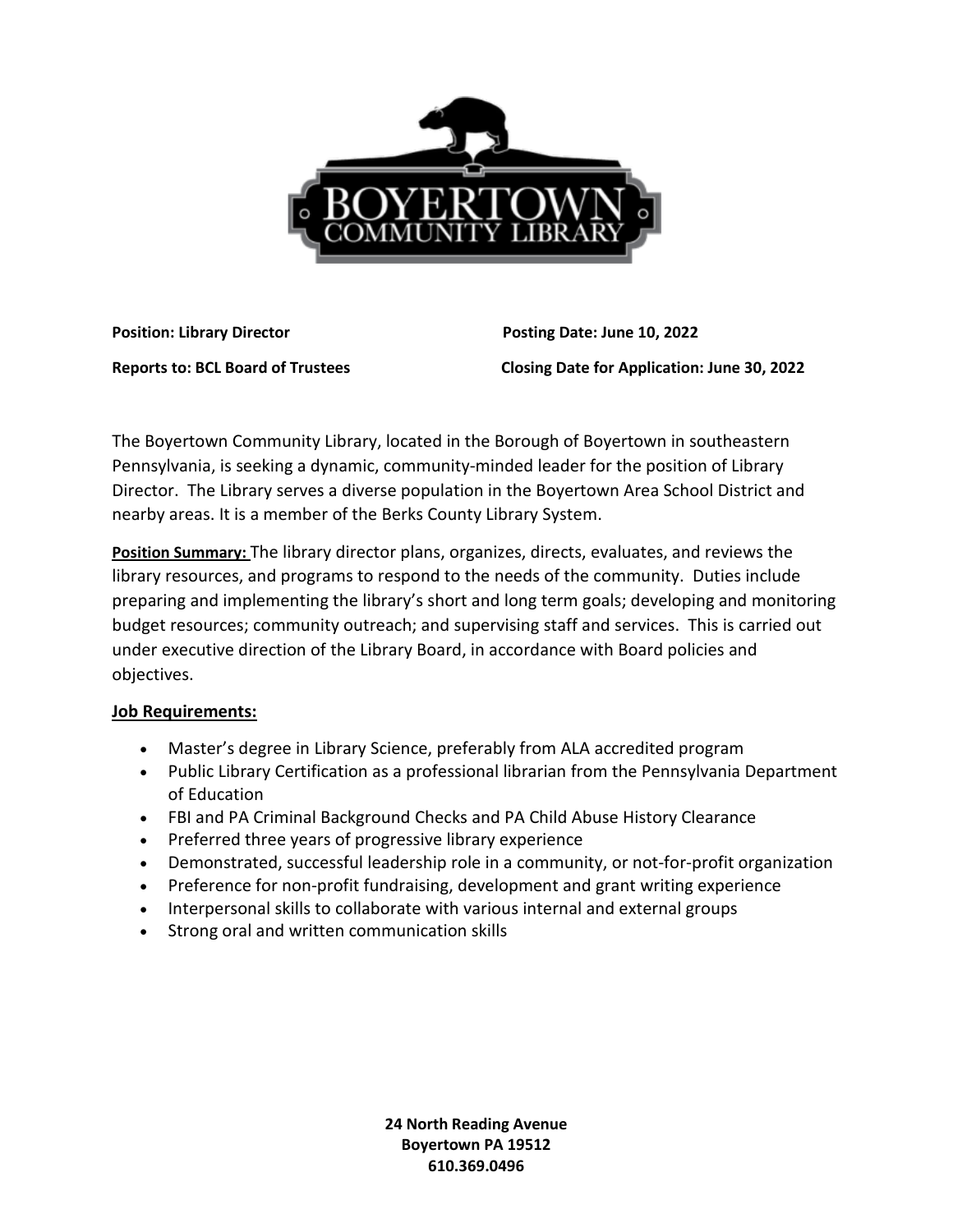BOYERTOWN COMMUNITY LIBRARY

**Position: Library Director**

**Posting Date: June 10, 2022**

**Reports to: BCL Board of Trustees**

**Closing Date for Application: June 30, 2022**

The Boyertown Community Library, located in the Borough of Boyertown in southeastern Pennsylvania, is seeking a dynamic, community-minded leader for the position of Library Director. The Library serves a diverse population in the Boyertown Area School District and nearby areas. It is a member of the Berks County Library System.

**Position Summary:** The library director plans, organizes, directs, evaluates, and reviews the library resources, and programs to respond to the needs of the community. Duties include preparing and implementing the library's short and long term goals; developing and monitoring budget resources; community outreach; and supervising staff and services. This is carried out under executive direction of the Library Board, in accordance with Board policies and objectives.

**Job Requirements:**

- Master's degree in Library Science, preferably from ALA accredited program
- Public Library Certification as a professional librarian from the Pennsylvania Department of Education
- FBI and PA Criminal Background Checks and PA Child Abuse History Clearance
- Preferred three years of progressive library experience
- Demonstrated, successful leadership role in a community, or not-for-profit organization
- Preference for non-profit fundraising, development and grant writing experience
- Interpersonal skills to collaborate with various internal and external groups
- Strong oral and written communication skills

**24 North Reading Avenue**
**Boyertown PA 19512**
**610.369.0496**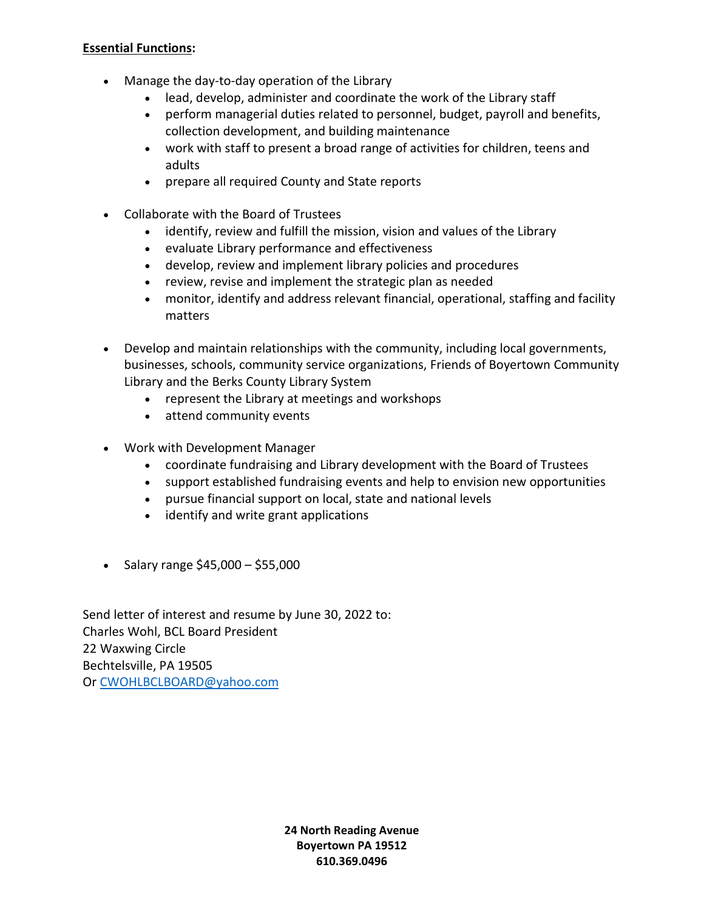**Essential Functions:**

- Manage the day-to-day operation of the Library
  - lead, develop, administer and coordinate the work of the Library staff
  - perform managerial duties related to personnel, budget, payroll and benefits, collection development, and building maintenance
  - work with staff to present a broad range of activities for children, teens and adults
  - prepare all required County and State reports

- Collaborate with the Board of Trustees
  - identify, review and fulfill the mission, vision and values of the Library
  - evaluate Library performance and effectiveness
  - develop, review and implement library policies and procedures
  - review, revise and implement the strategic plan as needed
  - monitor, identify and address relevant financial, operational, staffing and facility matters

- Develop and maintain relationships with the community, including local governments, businesses, schools, community service organizations, Friends of Boyertown Community Library and the Berks County Library System
  - represent the Library at meetings and workshops
  - attend community events

- Work with Development Manager
  - coordinate fundraising and Library development with the Board of Trustees
  - support established fundraising events and help to envision new opportunities
  - pursue financial support on local, state and national levels
  - identify and write grant applications

- Salary range $45,000 – $55,000

Send letter of interest and resume by June 30, 2022 to:
Charles Wohl, BCL Board President
22 Waxwing Circle
Bechtelsville, PA 19505
Or CWOHLBCLBOARD@yahoo.com

**24 North Reading Avenue**
**Boyertown PA 19512**
**610.369.0496**